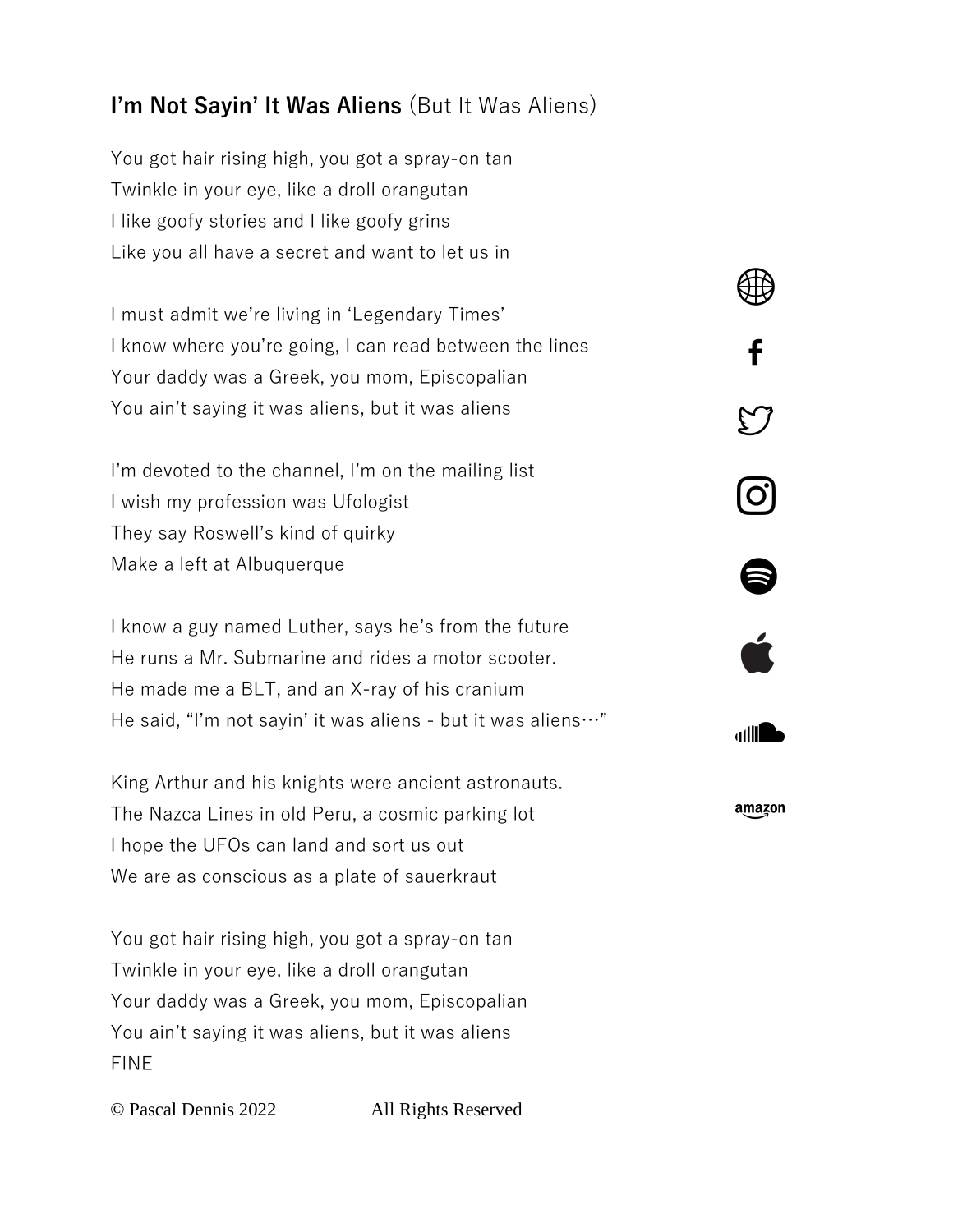## **I'm Not Sayin' It Was Aliens** (But It Was Aliens)

You got hair rising high, you got a spray-on tan
Twinkle in your eye, like a droll orangutan
I like goofy stories and I like goofy grins
Like you all have a secret and want to let us in

I must admit we're living in 'Legendary Times'
I know where you're going, I can read between the lines
Your daddy was a Greek, you mom, Episcopalian
You ain't saying it was aliens, but it was aliens

I'm devoted to the channel, I'm on the mailing list
I wish my profession was Ufologist
They say Roswell's kind of quirky
Make a left at Albuquerque

I know a guy named Luther, says he's from the future
He runs a Mr. Submarine and rides a motor scooter.
He made me a BLT, and an X-ray of his cranium
He said, "I'm not sayin' it was aliens - but it was aliens…"

King Arthur and his knights were ancient astronauts.
The Nazca Lines in old Peru, a cosmic parking lot
I hope the UFOs can land and sort us out
We are as conscious as a plate of sauerkraut

You got hair rising high, you got a spray-on tan
Twinkle in your eye, like a droll orangutan
Your daddy was a Greek, you mom, Episcopalian
You ain't saying it was aliens, but it was aliens
FINE

© Pascal Dennis 2022 All Rights Reserved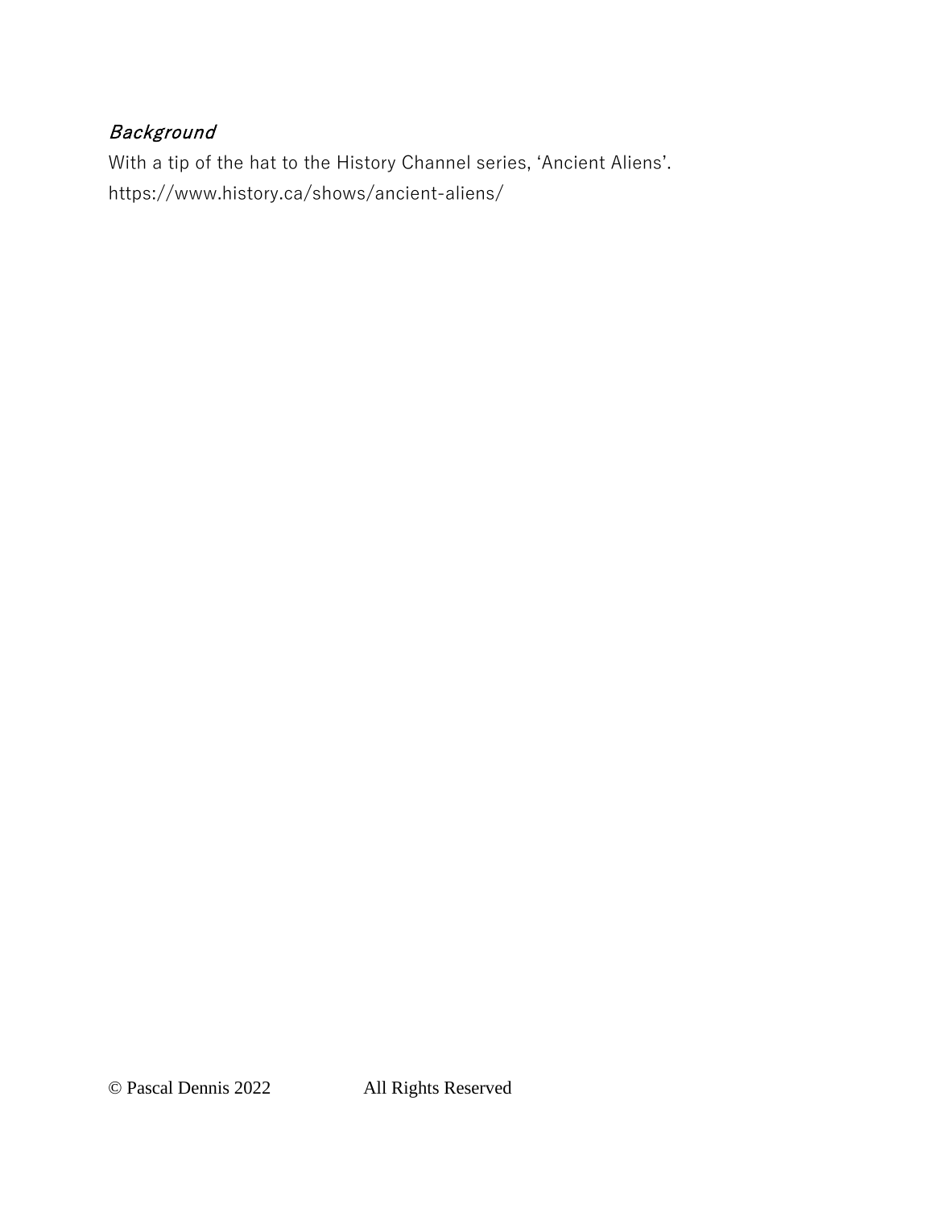*Background*

With a tip of the hat to the History Channel series, ‘Ancient Aliens’.
https://www.history.ca/shows/ancient-aliens/

© Pascal Dennis 2022 All Rights Reserved